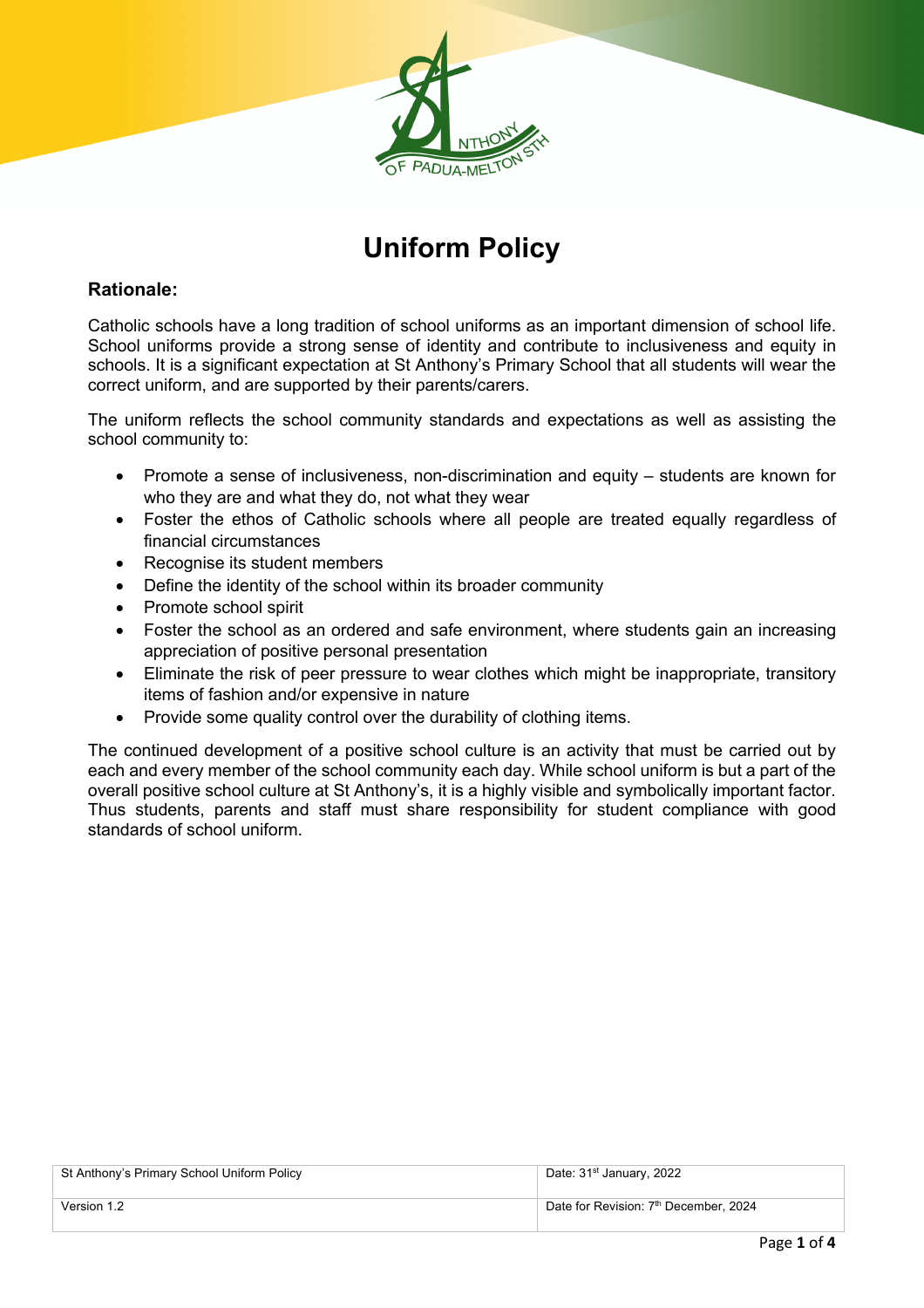# Uniform Policy

## Rationale:

Catholic schools have a long tradition of school uniforms as an important dimension of school life. School uniforms provide a strong sense of identity and contribute to inclusiveness and equity in schools. It is a significant expectation at St Anthony's Primary School that all students will wear the correct uniform, and are supported by their parents/carers.

The uniform reflects the school community standards and expectations as well as assisting the school community to:

- Promote a sense of inclusiveness, non-discrimination and equity – students are known for who they are and what they do, not what they wear
- Foster the ethos of Catholic schools where all people are treated equally regardless of financial circumstances
- Recognise its student members
- Define the identity of the school within its broader community
- Promote school spirit
- Foster the school as an ordered and safe environment, where students gain an increasing appreciation of positive personal presentation
- Eliminate the risk of peer pressure to wear clothes which might be inappropriate, transitory items of fashion and/or expensive in nature
- Provide some quality control over the durability of clothing items.

The continued development of a positive school culture is an activity that must be carried out by each and every member of the school community each day. While school uniform is but a part of the overall positive school culture at St Anthony's, it is a highly visible and symbolically important factor. Thus students, parents and staff must share responsibility for student compliance with good standards of school uniform.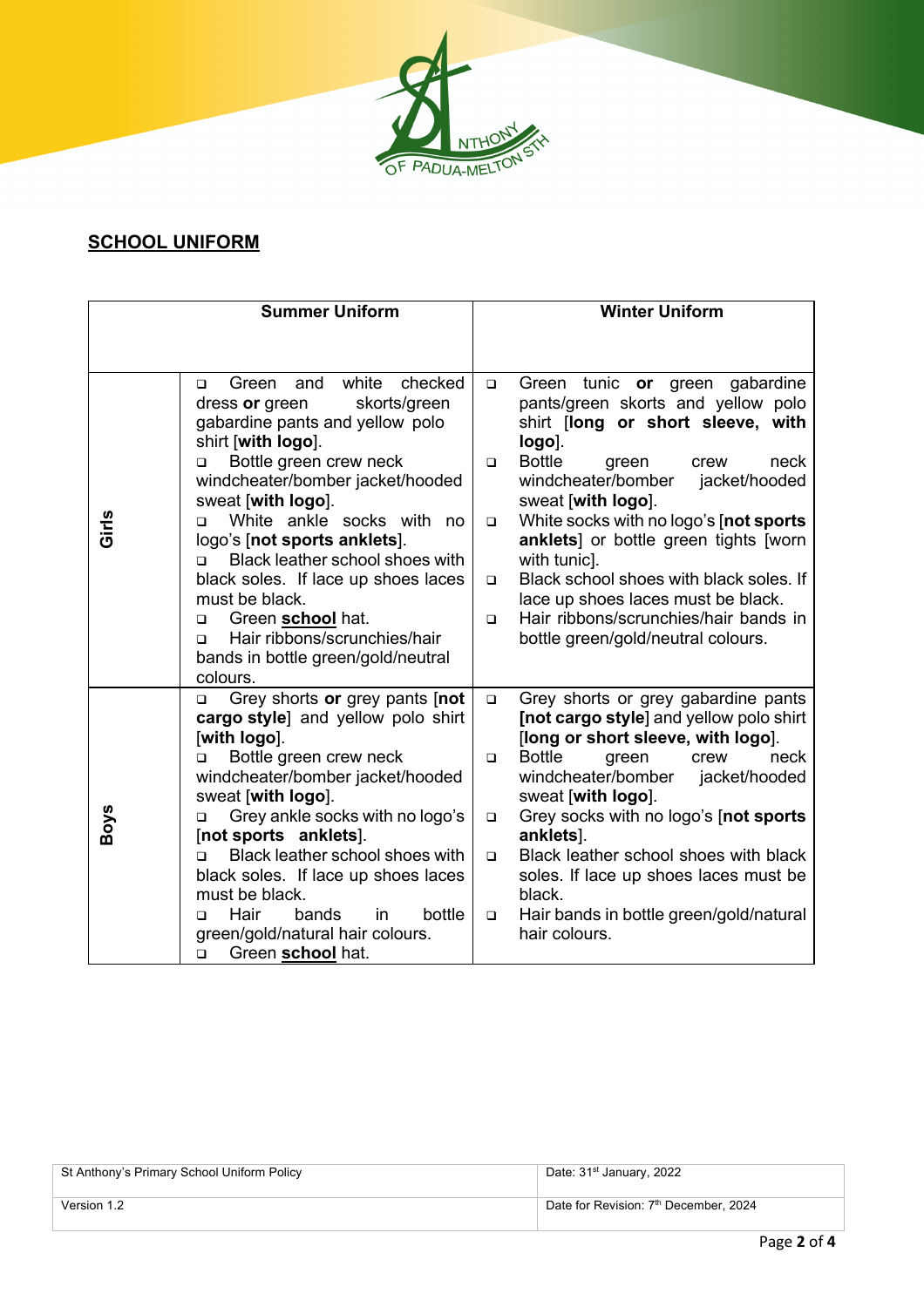## SCHOOL UNIFORM

| | Summer Uniform | Winter Uniform |
|---|---|---|
| **Girls** | ❑ Green and white checked dress **or** green skorts/green gabardine pants and yellow polo shirt [**with logo**].<br>❑ Bottle green crew neck windcheater/bomber jacket/hooded sweat [**with logo**].<br>❑ White ankle socks with no logo's [**not sports anklets**].<br>❑ Black leather school shoes with black soles. If lace up shoes laces must be black.<br>❑ Green **school** hat.<br>❑ Hair ribbons/scrunchies/hair bands in bottle green/gold/neutral colours. | ❑ Green tunic **or** green gabardine pants/green skorts and yellow polo shirt [**long or short sleeve, with logo**].<br>❑ Bottle green crew neck windcheater/bomber jacket/hooded sweat [**with logo**].<br>❑ White socks with no logo's [**not sports anklets**] or bottle green tights [worn with tunic].<br>❑ Black school shoes with black soles. If lace up shoes laces must be black.<br>❑ Hair ribbons/scrunchies/hair bands in bottle green/gold/neutral colours. |
| **Boys** | ❑ Grey shorts **or** grey pants [**not cargo style**] and yellow polo shirt [**with logo**].<br>❑ Bottle green crew neck windcheater/bomber jacket/hooded sweat [**with logo**].<br>❑ Grey ankle socks with no logo's [**not sports anklets**].<br>❑ Black leather school shoes with black soles. If lace up shoes laces must be black.<br>❑ Hair bands in bottle green/gold/natural hair colours.<br>❑ Green **school** hat. | ❑ Grey shorts or grey gabardine pants [**not cargo style**] and yellow polo shirt [**long or short sleeve, with logo**].<br>❑ Bottle green crew neck windcheater/bomber jacket/hooded sweat [**with logo**].<br>❑ Grey socks with no logo's [**not sports anklets**].<br>❑ Black leather school shoes with black soles. If lace up shoes laces must be black.<br>❑ Hair bands in bottle green/gold/natural hair colours. |

| St Anthony's Primary School Uniform Policy | Date: 31st January, 2022 |
|---|---|
| Version 1.2 | Date for Revision: 7th December, 2024 |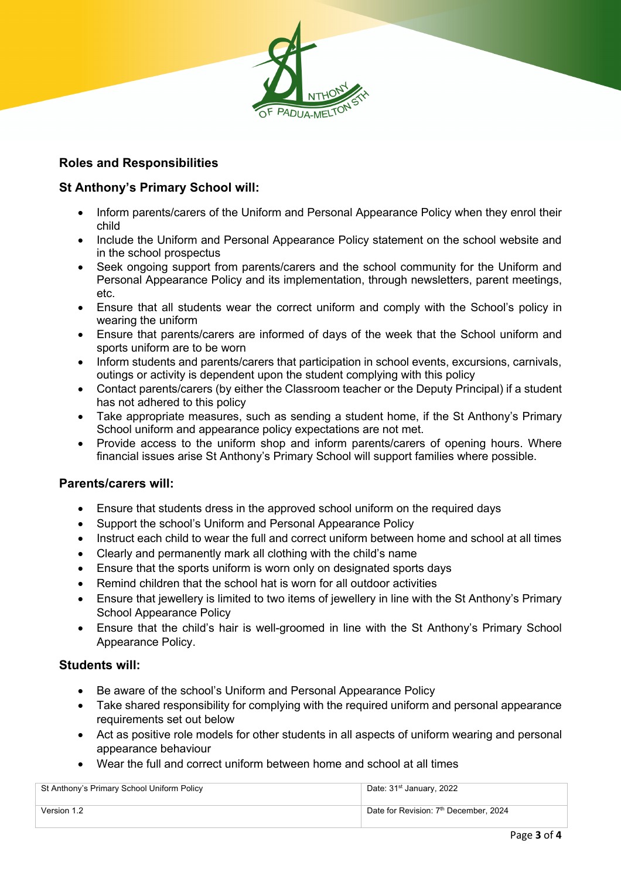## Roles and Responsibilities

### St Anthony's Primary School will:

- Inform parents/carers of the Uniform and Personal Appearance Policy when they enrol their child
- Include the Uniform and Personal Appearance Policy statement on the school website and in the school prospectus
- Seek ongoing support from parents/carers and the school community for the Uniform and Personal Appearance Policy and its implementation, through newsletters, parent meetings, etc.
- Ensure that all students wear the correct uniform and comply with the School's policy in wearing the uniform
- Ensure that parents/carers are informed of days of the week that the School uniform and sports uniform are to be worn
- Inform students and parents/carers that participation in school events, excursions, carnivals, outings or activity is dependent upon the student complying with this policy
- Contact parents/carers (by either the Classroom teacher or the Deputy Principal) if a student has not adhered to this policy
- Take appropriate measures, such as sending a student home, if the St Anthony's Primary School uniform and appearance policy expectations are not met.
- Provide access to the uniform shop and inform parents/carers of opening hours. Where financial issues arise St Anthony's Primary School will support families where possible.

### Parents/carers will:

- Ensure that students dress in the approved school uniform on the required days
- Support the school's Uniform and Personal Appearance Policy
- Instruct each child to wear the full and correct uniform between home and school at all times
- Clearly and permanently mark all clothing with the child's name
- Ensure that the sports uniform is worn only on designated sports days
- Remind children that the school hat is worn for all outdoor activities
- Ensure that jewellery is limited to two items of jewellery in line with the St Anthony's Primary School Appearance Policy
- Ensure that the child's hair is well-groomed in line with the St Anthony's Primary School Appearance Policy.

### Students will:

- Be aware of the school's Uniform and Personal Appearance Policy
- Take shared responsibility for complying with the required uniform and personal appearance requirements set out below
- Act as positive role models for other students in all aspects of uniform wearing and personal appearance behaviour
- Wear the full and correct uniform between home and school at all times

| St Anthony's Primary School Uniform Policy | Date: 31st January, 2022 |
|---|---|
| Version 1.2 | Date for Revision: 7th December, 2024 |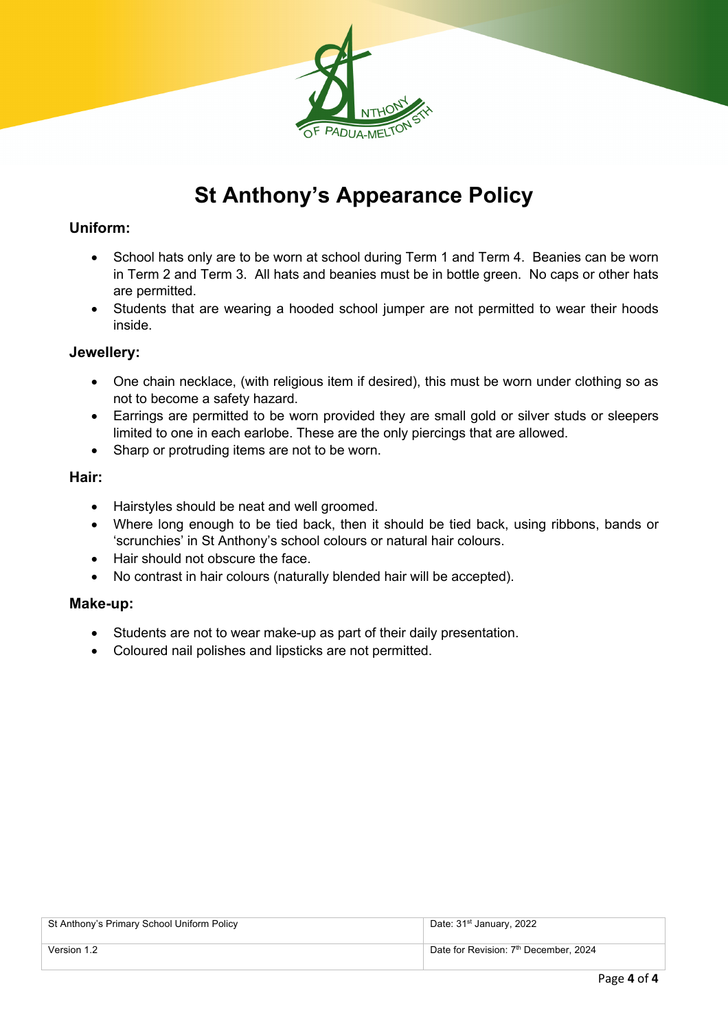# St Anthony's Appearance Policy

### Uniform:

- School hats only are to be worn at school during Term 1 and Term 4. Beanies can be worn in Term 2 and Term 3. All hats and beanies must be in bottle green. No caps or other hats are permitted.
- Students that are wearing a hooded school jumper are not permitted to wear their hoods inside.

### Jewellery:

- One chain necklace, (with religious item if desired), this must be worn under clothing so as not to become a safety hazard.
- Earrings are permitted to be worn provided they are small gold or silver studs or sleepers limited to one in each earlobe. These are the only piercings that are allowed.
- Sharp or protruding items are not to be worn.

### Hair:

- Hairstyles should be neat and well groomed.
- Where long enough to be tied back, then it should be tied back, using ribbons, bands or 'scrunchies' in St Anthony's school colours or natural hair colours.
- Hair should not obscure the face.
- No contrast in hair colours (naturally blended hair will be accepted).

### Make-up:

- Students are not to wear make-up as part of their daily presentation.
- Coloured nail polishes and lipsticks are not permitted.